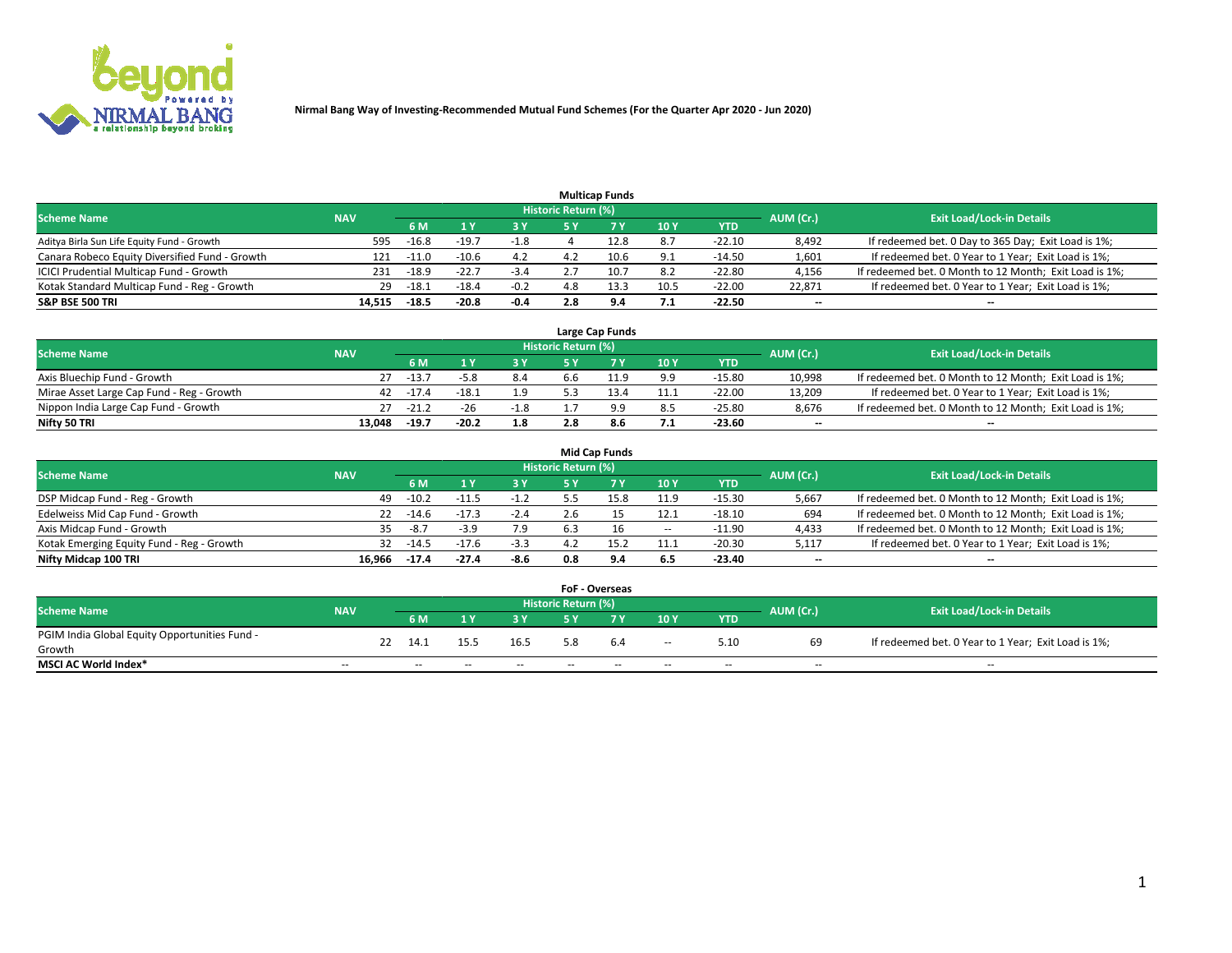**Nirmal Bang Way of Investing-Recommended Mutual Fund Schemes (For the Quarter Apr 2020 - Jun 2020)**

### Multicap Funds

| Scheme Name | NAV | Historic Return (%) | | | | | | | AUM (Cr.) | Exit Load/Lock-in Details |
|---|---|---|---|---|---|---|---|---|---|---|
| | | 6 M | 1 Y | 3 Y | 5 Y | 7 Y | 10 Y | YTD | | |
| Aditya Birla Sun Life Equity Fund - Growth | 595 | -16.8 | -19.7 | -1.8 | 4 | 12.8 | 8.7 | -22.10 | 8,492 | If redeemed bet. 0 Day to 365 Day; Exit Load is 1%; |
| Canara Robeco Equity Diversified Fund - Growth | 121 | -11.0 | -10.6 | 4.2 | 4.2 | 10.6 | 9.1 | -14.50 | 1,601 | If redeemed bet. 0 Year to 1 Year; Exit Load is 1%; |
| ICICI Prudential Multicap Fund - Growth | 231 | -18.9 | -22.7 | -3.4 | 2.7 | 10.7 | 8.2 | -22.80 | 4,156 | If redeemed bet. 0 Month to 12 Month; Exit Load is 1%; |
| Kotak Standard Multicap Fund - Reg - Growth | 29 | -18.1 | -18.4 | -0.2 | 4.8 | 13.3 | 10.5 | -22.00 | 22,871 | If redeemed bet. 0 Year to 1 Year; Exit Load is 1%; |
| **S&P BSE 500 TRI** | **14,515** | **-18.5** | **-20.8** | **-0.4** | **2.8** | **9.4** | **7.1** | **-22.50** | **--** | **--** |

### Large Cap Funds

| Scheme Name | NAV | Historic Return (%) | | | | | | | AUM (Cr.) | Exit Load/Lock-in Details |
|---|---|---|---|---|---|---|---|---|---|---|
| | | 6 M | 1 Y | 3 Y | 5 Y | 7 Y | 10 Y | YTD | | |
| Axis Bluechip Fund - Growth | 27 | -13.7 | -5.8 | 8.4 | 6.6 | 11.9 | 9.9 | -15.80 | 10,998 | If redeemed bet. 0 Month to 12 Month; Exit Load is 1%; |
| Mirae Asset Large Cap Fund - Reg - Growth | 42 | -17.4 | -18.1 | 1.9 | 5.3 | 13.4 | 11.1 | -22.00 | 13,209 | If redeemed bet. 0 Year to 1 Year; Exit Load is 1%; |
| Nippon India Large Cap Fund - Growth | 27 | -21.2 | -26 | -1.8 | 1.7 | 9.9 | 8.5 | -25.80 | 8,676 | If redeemed bet. 0 Month to 12 Month; Exit Load is 1%; |
| **Nifty 50 TRI** | **13,048** | **-19.7** | **-20.2** | **1.8** | **2.8** | **8.6** | **7.1** | **-23.60** | **--** | **--** |

### Mid Cap Funds

| Scheme Name | NAV | Historic Return (%) | | | | | | | AUM (Cr.) | Exit Load/Lock-in Details |
|---|---|---|---|---|---|---|---|---|---|---|
| | | 6 M | 1 Y | 3 Y | 5 Y | 7 Y | 10 Y | YTD | | |
| DSP Midcap Fund - Reg - Growth | 49 | -10.2 | -11.5 | -1.2 | 5.5 | 15.8 | 11.9 | -15.30 | 5,667 | If redeemed bet. 0 Month to 12 Month; Exit Load is 1%; |
| Edelweiss Mid Cap Fund - Growth | 22 | -14.6 | -17.3 | -2.4 | 2.6 | 15 | 12.1 | -18.10 | 694 | If redeemed bet. 0 Month to 12 Month; Exit Load is 1%; |
| Axis Midcap Fund - Growth | 35 | -8.7 | -3.9 | 7.9 | 6.3 | 16 | -- | -11.90 | 4,433 | If redeemed bet. 0 Month to 12 Month; Exit Load is 1%; |
| Kotak Emerging Equity Fund - Reg - Growth | 32 | -14.5 | -17.6 | -3.3 | 4.2 | 15.2 | 11.1 | -20.30 | 5,117 | If redeemed bet. 0 Year to 1 Year; Exit Load is 1%; |
| **Nifty Midcap 100 TRI** | **16,966** | **-17.4** | **-27.4** | **-8.6** | **0.8** | **9.4** | **6.5** | **-23.40** | **--** | **--** |

### FoF - Overseas

| Scheme Name | NAV | Historic Return (%) | | | | | | | AUM (Cr.) | Exit Load/Lock-in Details |
|---|---|---|---|---|---|---|---|---|---|---|
| | | 6 M | 1 Y | 3 Y | 5 Y | 7 Y | 10 Y | YTD | | |
| PGIM India Global Equity Opportunities Fund - Growth | 22 | 14.1 | 15.5 | 16.5 | 5.8 | 6.4 | -- | 5.10 | 69 | If redeemed bet. 0 Year to 1 Year; Exit Load is 1%; |
| **MSCI AC World Index*** | -- | -- | -- | -- | -- | -- | -- | -- | -- | -- |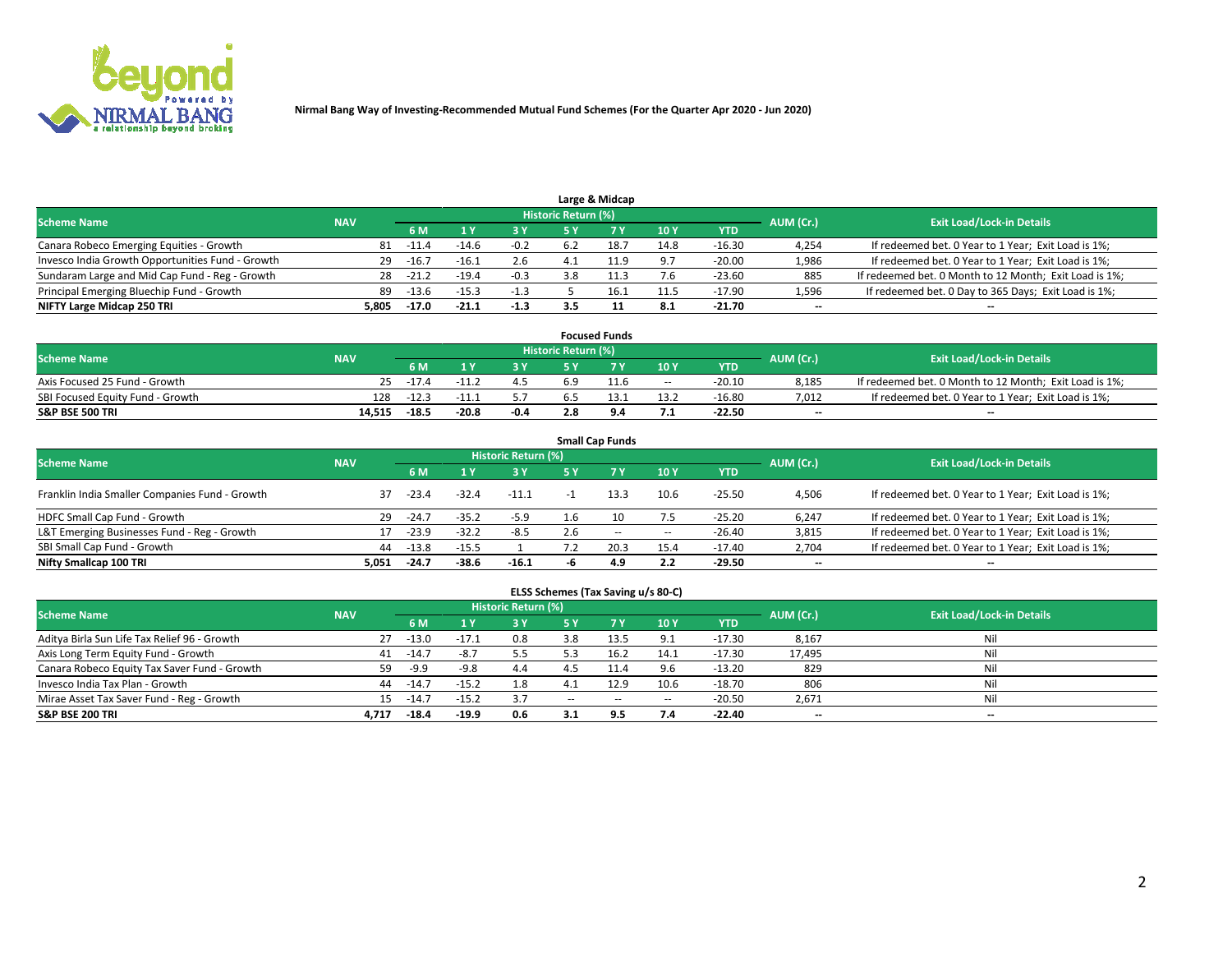**Nirmal Bang Way of Investing-Recommended Mutual Fund Schemes (For the Quarter Apr 2020 - Jun 2020)**

### Large & Midcap

| Scheme Name | NAV | Historic Return (%) | | | | | | | AUM (Cr.) | Exit Load/Lock-in Details |
|---|---|---|---|---|---|---|---|---|---|---|
| | | 6 M | 1 Y | 3 Y | 5 Y | 7 Y | 10 Y | YTD | | |
| Canara Robeco Emerging Equities - Growth | 81 | -11.4 | -14.6 | -0.2 | 6.2 | 18.7 | 14.8 | -16.30 | 4,254 | If redeemed bet. 0 Year to 1 Year; Exit Load is 1%; |
| Invesco India Growth Opportunities Fund - Growth | 29 | -16.7 | -16.1 | 2.6 | 4.1 | 11.9 | 9.7 | -20.00 | 1,986 | If redeemed bet. 0 Year to 1 Year; Exit Load is 1%; |
| Sundaram Large and Mid Cap Fund - Reg - Growth | 28 | -21.2 | -19.4 | -0.3 | 3.8 | 11.3 | 7.6 | -23.60 | 885 | If redeemed bet. 0 Month to 12 Month; Exit Load is 1%; |
| Principal Emerging Bluechip Fund - Growth | 89 | -13.6 | -15.3 | -1.3 | 5 | 16.1 | 11.5 | -17.90 | 1,596 | If redeemed bet. 0 Day to 365 Days; Exit Load is 1%; |
| **NIFTY Large Midcap 250 TRI** | **5,805** | **-17.0** | **-21.1** | **-1.3** | **3.5** | **11** | **8.1** | **-21.70** | **--** | **--** |

### Focused Funds

| Scheme Name | NAV | Historic Return (%) | | | | | | | AUM (Cr.) | Exit Load/Lock-in Details |
|---|---|---|---|---|---|---|---|---|---|---|
| | | 6 M | 1 Y | 3 Y | 5 Y | 7 Y | 10 Y | YTD | | |
| Axis Focused 25 Fund - Growth | 25 | -17.4 | -11.2 | 4.5 | 6.9 | 11.6 | -- | -20.10 | 8,185 | If redeemed bet. 0 Month to 12 Month; Exit Load is 1%; |
| SBI Focused Equity Fund - Growth | 128 | -12.3 | -11.1 | 5.7 | 6.5 | 13.1 | 13.2 | -16.80 | 7,012 | If redeemed bet. 0 Year to 1 Year; Exit Load is 1%; |
| **S&P BSE 500 TRI** | **14,515** | **-18.5** | **-20.8** | **-0.4** | **2.8** | **9.4** | **7.1** | **-22.50** | **--** | **--** |

### Small Cap Funds

| Scheme Name | NAV | Historic Return (%) | | | | | | | AUM (Cr.) | Exit Load/Lock-in Details |
|---|---|---|---|---|---|---|---|---|---|---|
| | | 6 M | 1 Y | 3 Y | 5 Y | 7 Y | 10 Y | YTD | | |
| Franklin India Smaller Companies Fund - Growth | 37 | -23.4 | -32.4 | -11.1 | -1 | 13.3 | 10.6 | -25.50 | 4,506 | If redeemed bet. 0 Year to 1 Year; Exit Load is 1%; |
| HDFC Small Cap Fund - Growth | 29 | -24.7 | -35.2 | -5.9 | 1.6 | 10 | 7.5 | -25.20 | 6,247 | If redeemed bet. 0 Year to 1 Year; Exit Load is 1%; |
| L&T Emerging Businesses Fund - Reg - Growth | 17 | -23.9 | -32.2 | -8.5 | 2.6 | -- | -- | -26.40 | 3,815 | If redeemed bet. 0 Year to 1 Year; Exit Load is 1%; |
| SBI Small Cap Fund - Growth | 44 | -13.8 | -15.5 | 1 | 7.2 | 20.3 | 15.4 | -17.40 | 2,704 | If redeemed bet. 0 Year to 1 Year; Exit Load is 1%; |
| **Nifty Smallcap 100 TRI** | **5,051** | **-24.7** | **-38.6** | **-16.1** | **-6** | **4.9** | **2.2** | **-29.50** | **--** | **--** |

### ELSS Schemes (Tax Saving u/s 80-C)

| Scheme Name | NAV | Historic Return (%) | | | | | | | AUM (Cr.) | Exit Load/Lock-in Details |
|---|---|---|---|---|---|---|---|---|---|---|
| | | 6 M | 1 Y | 3 Y | 5 Y | 7 Y | 10 Y | YTD | | |
| Aditya Birla Sun Life Tax Relief 96 - Growth | 27 | -13.0 | -17.1 | 0.8 | 3.8 | 13.5 | 9.1 | -17.30 | 8,167 | Nil |
| Axis Long Term Equity Fund - Growth | 41 | -14.7 | -8.7 | 5.5 | 5.3 | 16.2 | 14.1 | -17.30 | 17,495 | Nil |
| Canara Robeco Equity Tax Saver Fund - Growth | 59 | -9.9 | -9.8 | 4.4 | 4.5 | 11.4 | 9.6 | -13.20 | 829 | Nil |
| Invesco India Tax Plan - Growth | 44 | -14.7 | -15.2 | 1.8 | 4.1 | 12.9 | 10.6 | -18.70 | 806 | Nil |
| Mirae Asset Tax Saver Fund - Reg - Growth | 15 | -14.7 | -15.2 | 3.7 | -- | -- | -- | -20.50 | 2,671 | Nil |
| **S&P BSE 200 TRI** | **4,717** | **-18.4** | **-19.9** | **0.6** | **3.1** | **9.5** | **7.4** | **-22.40** | **--** | **--** |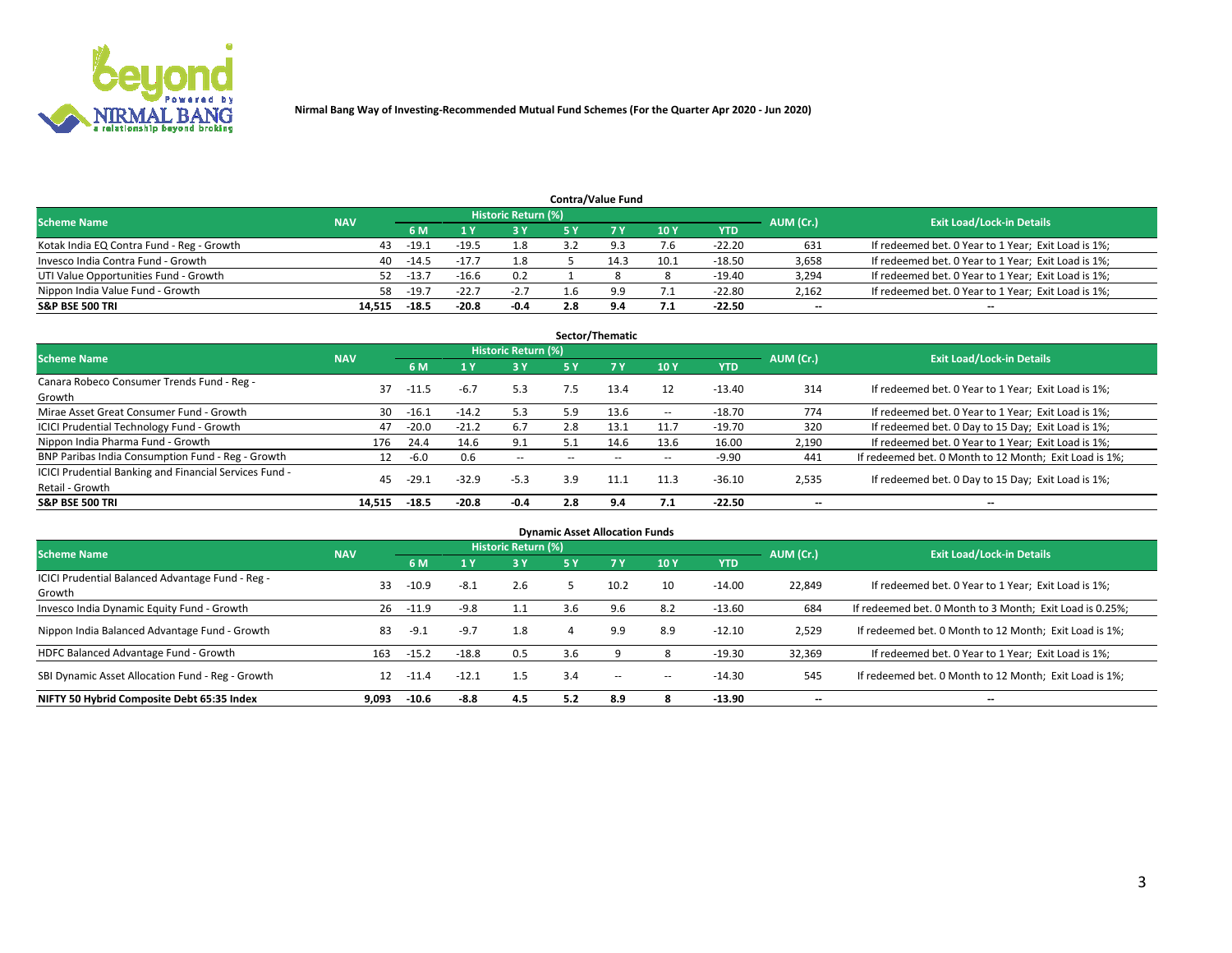Nirmal Bang Way of Investing-Recommended Mutual Fund Schemes (For the Quarter Apr 2020 - Jun 2020)

### Contra/Value Fund

| Scheme Name | NAV | Historic Return (%) | | | | | | | AUM (Cr.) | Exit Load/Lock-in Details |
|---|---|---|---|---|---|---|---|---|---|---|
| | | 6 M | 1 Y | 3 Y | 5 Y | 7 Y | 10 Y | YTD | | |
| Kotak India EQ Contra Fund - Reg - Growth | 43 | -19.1 | -19.5 | 1.8 | 3.2 | 9.3 | 7.6 | -22.20 | 631 | If redeemed bet. 0 Year to 1 Year; Exit Load is 1%; |
| Invesco India Contra Fund - Growth | 40 | -14.5 | -17.7 | 1.8 | 5 | 14.3 | 10.1 | -18.50 | 3,658 | If redeemed bet. 0 Year to 1 Year; Exit Load is 1%; |
| UTI Value Opportunities Fund - Growth | 52 | -13.7 | -16.6 | 0.2 | 1 | 8 | 8 | -19.40 | 3,294 | If redeemed bet. 0 Year to 1 Year; Exit Load is 1%; |
| Nippon India Value Fund - Growth | 58 | -19.7 | -22.7 | -2.7 | 1.6 | 9.9 | 7.1 | -22.80 | 2,162 | If redeemed bet. 0 Year to 1 Year; Exit Load is 1%; |
| **S&P BSE 500 TRI** | **14,515** | **-18.5** | **-20.8** | **-0.4** | **2.8** | **9.4** | **7.1** | **-22.50** | **--** | **--** |

### Sector/Thematic

| Scheme Name | NAV | Historic Return (%) | | | | | | | AUM (Cr.) | Exit Load/Lock-in Details |
|---|---|---|---|---|---|---|---|---|---|---|
| | | 6 M | 1 Y | 3 Y | 5 Y | 7 Y | 10 Y | YTD | | |
| Canara Robeco Consumer Trends Fund - Reg - Growth | 37 | -11.5 | -6.7 | 5.3 | 7.5 | 13.4 | 12 | -13.40 | 314 | If redeemed bet. 0 Year to 1 Year; Exit Load is 1%; |
| Mirae Asset Great Consumer Fund - Growth | 30 | -16.1 | -14.2 | 5.3 | 5.9 | 13.6 | -- | -18.70 | 774 | If redeemed bet. 0 Year to 1 Year; Exit Load is 1%; |
| ICICI Prudential Technology Fund - Growth | 47 | -20.0 | -21.2 | 6.7 | 2.8 | 13.1 | 11.7 | -19.70 | 320 | If redeemed bet. 0 Day to 15 Day; Exit Load is 1%; |
| Nippon India Pharma Fund - Growth | 176 | 24.4 | 14.6 | 9.1 | 5.1 | 14.6 | 13.6 | 16.00 | 2,190 | If redeemed bet. 0 Year to 1 Year; Exit Load is 1%; |
| BNP Paribas India Consumption Fund - Reg - Growth | 12 | -6.0 | 0.6 | -- | -- | -- | -- | -9.90 | 441 | If redeemed bet. 0 Month to 12 Month; Exit Load is 1%; |
| ICICI Prudential Banking and Financial Services Fund - Retail - Growth | 45 | -29.1 | -32.9 | -5.3 | 3.9 | 11.1 | 11.3 | -36.10 | 2,535 | If redeemed bet. 0 Day to 15 Day; Exit Load is 1%; |
| **S&P BSE 500 TRI** | **14,515** | **-18.5** | **-20.8** | **-0.4** | **2.8** | **9.4** | **7.1** | **-22.50** | **--** | **--** |

### Dynamic Asset Allocation Funds

| Scheme Name | NAV | Historic Return (%) | | | | | | | AUM (Cr.) | Exit Load/Lock-in Details |
|---|---|---|---|---|---|---|---|---|---|---|
| | | 6 M | 1 Y | 3 Y | 5 Y | 7 Y | 10 Y | YTD | | |
| ICICI Prudential Balanced Advantage Fund - Reg - Growth | 33 | -10.9 | -8.1 | 2.6 | 5 | 10.2 | 10 | -14.00 | 22,849 | If redeemed bet. 0 Year to 1 Year; Exit Load is 1%; |
| Invesco India Dynamic Equity Fund - Growth | 26 | -11.9 | -9.8 | 1.1 | 3.6 | 9.6 | 8.2 | -13.60 | 684 | If redeemed bet. 0 Month to 3 Month; Exit Load is 0.25%; |
| Nippon India Balanced Advantage Fund - Growth | 83 | -9.1 | -9.7 | 1.8 | 4 | 9.9 | 8.9 | -12.10 | 2,529 | If redeemed bet. 0 Month to 12 Month; Exit Load is 1%; |
| HDFC Balanced Advantage Fund - Growth | 163 | -15.2 | -18.8 | 0.5 | 3.6 | 9 | 8 | -19.30 | 32,369 | If redeemed bet. 0 Year to 1 Year; Exit Load is 1%; |
| SBI Dynamic Asset Allocation Fund - Reg - Growth | 12 | -11.4 | -12.1 | 1.5 | 3.4 | -- | -- | -14.30 | 545 | If redeemed bet. 0 Month to 12 Month; Exit Load is 1%; |
| **NIFTY 50 Hybrid Composite Debt 65:35 Index** | **9,093** | **-10.6** | **-8.8** | **4.5** | **5.2** | **8.9** | **8** | **-13.90** | **--** | **--** |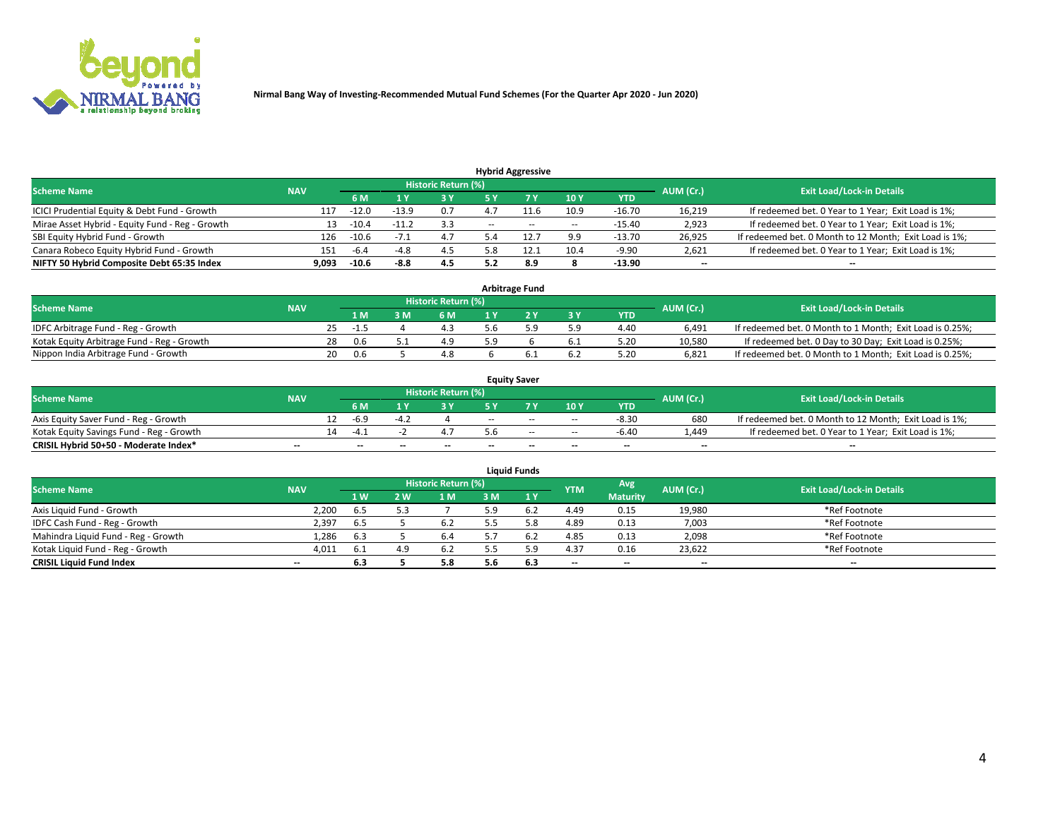**Nirmal Bang Way of Investing-Recommended Mutual Fund Schemes (For the Quarter Apr 2020 - Jun 2020)**

## Hybrid Aggressive

| Scheme Name | NAV | Historic Return (%) | | | | | | | AUM (Cr.) | Exit Load/Lock-in Details |
|---|---|---|---|---|---|---|---|---|---|---|
| | | 6 M | 1 Y | 3 Y | 5 Y | 7 Y | 10 Y | YTD | | |
| ICICI Prudential Equity & Debt Fund - Growth | 117 | -12.0 | -13.9 | 0.7 | 4.7 | 11.6 | 10.9 | -16.70 | 16,219 | If redeemed bet. 0 Year to 1 Year; Exit Load is 1%; |
| Mirae Asset Hybrid - Equity Fund - Reg - Growth | 13 | -10.4 | -11.2 | 3.3 | -- | -- | -- | -15.40 | 2,923 | If redeemed bet. 0 Year to 1 Year; Exit Load is 1%; |
| SBI Equity Hybrid Fund - Growth | 126 | -10.6 | -7.1 | 4.7 | 5.4 | 12.7 | 9.9 | -13.70 | 26,925 | If redeemed bet. 0 Month to 12 Month; Exit Load is 1%; |
| Canara Robeco Equity Hybrid Fund - Growth | 151 | -6.4 | -4.8 | 4.5 | 5.8 | 12.1 | 10.4 | -9.90 | 2,621 | If redeemed bet. 0 Year to 1 Year; Exit Load is 1%; |
| **NIFTY 50 Hybrid Composite Debt 65:35 Index** | **9,093** | **-10.6** | **-8.8** | **4.5** | **5.2** | **8.9** | **8** | **-13.90** | **--** | **--** |

## Arbitrage Fund

| Scheme Name | NAV | Historic Return (%) | | | | | | | AUM (Cr.) | Exit Load/Lock-in Details |
|---|---|---|---|---|---|---|---|---|---|---|
| | | 1 M | 3 M | 6 M | 1 Y | 2 Y | 3 Y | YTD | | |
| IDFC Arbitrage Fund - Reg - Growth | 25 | -1.5 | 4 | 4.3 | 5.6 | 5.9 | 5.9 | 4.40 | 6,491 | If redeemed bet. 0 Month to 1 Month; Exit Load is 0.25%; |
| Kotak Equity Arbitrage Fund - Reg - Growth | 28 | 0.6 | 5.1 | 4.9 | 5.9 | 6 | 6.1 | 5.20 | 10,580 | If redeemed bet. 0 Day to 30 Day; Exit Load is 0.25%; |
| Nippon India Arbitrage Fund - Growth | 20 | 0.6 | 5 | 4.8 | 6 | 6.1 | 6.2 | 5.20 | 6,821 | If redeemed bet. 0 Month to 1 Month; Exit Load is 0.25%; |

## Equity Saver

| Scheme Name | NAV | Historic Return (%) | | | | | | | AUM (Cr.) | Exit Load/Lock-in Details |
|---|---|---|---|---|---|---|---|---|---|---|
| | | 6 M | 1 Y | 3 Y | 5 Y | 7 Y | 10 Y | YTD | | |
| Axis Equity Saver Fund - Reg - Growth | 12 | -6.9 | -4.2 | 4 | -- | -- | -- | -8.30 | 680 | If redeemed bet. 0 Month to 12 Month; Exit Load is 1%; |
| Kotak Equity Savings Fund - Reg - Growth | 14 | -4.1 | -2 | 4.7 | 5.6 | -- | -- | -6.40 | 1,449 | If redeemed bet. 0 Year to 1 Year; Exit Load is 1%; |
| **CRISIL Hybrid 50+50 - Moderate Index*** | **--** | **--** | **--** | **--** | **--** | **--** | **--** | **--** | **--** | **--** |

## Liquid Funds

| Scheme Name | NAV | Historic Return (%) | | | | | YTM | Avg Maturity | AUM (Cr.) | Exit Load/Lock-in Details |
|---|---|---|---|---|---|---|---|---|---|---|
| | | 1 W | 2 W | 1 M | 3 M | 1 Y | | | | |
| Axis Liquid Fund - Growth | 2,200 | 6.5 | 5.3 | 7 | 5.9 | 6.2 | 4.49 | 0.15 | 19,980 | *Ref Footnote |
| IDFC Cash Fund - Reg - Growth | 2,397 | 6.5 | 5 | 6.2 | 5.5 | 5.8 | 4.89 | 0.13 | 7,003 | *Ref Footnote |
| Mahindra Liquid Fund - Reg - Growth | 1,286 | 6.3 | 5 | 6.4 | 5.7 | 6.2 | 4.85 | 0.13 | 2,098 | *Ref Footnote |
| Kotak Liquid Fund - Reg - Growth | 4,011 | 6.1 | 4.9 | 6.2 | 5.5 | 5.9 | 4.37 | 0.16 | 23,622 | *Ref Footnote |
| **CRISIL Liquid Fund Index** | **--** | **6.3** | **5** | **5.8** | **5.6** | **6.3** | **--** | **--** | **--** | **--** |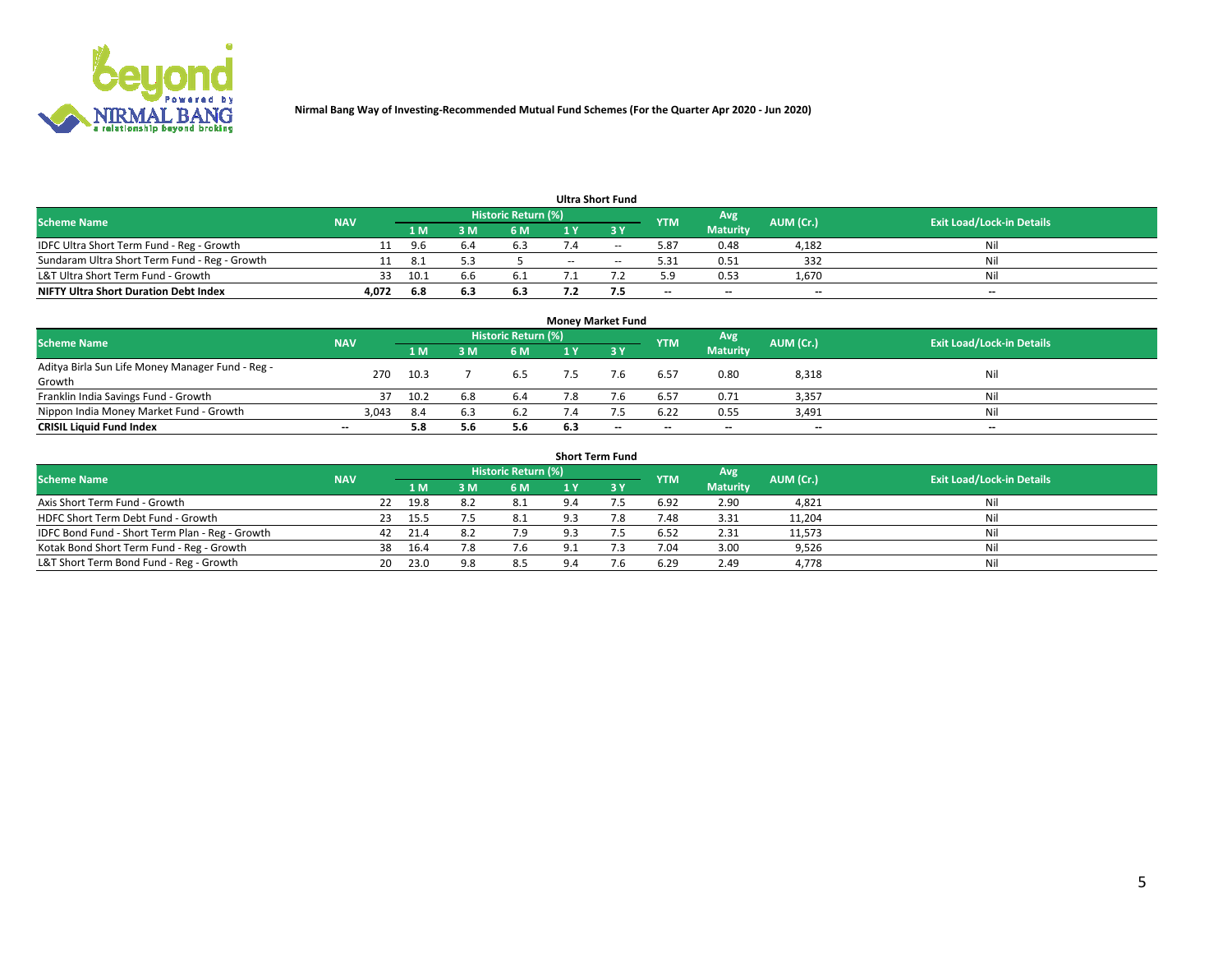Nirmal Bang Way of Investing-Recommended Mutual Fund Schemes (For the Quarter Apr 2020 - Jun 2020)

## Ultra Short Fund

| Scheme Name | NAV | Historic Return (%) | | | | | YTM | Avg Maturity | AUM (Cr.) | Exit Load/Lock-in Details |
|---|---|---|---|---|---|---|---|---|---|---|
| | | 1 M | 3 M | 6 M | 1 Y | 3 Y | | | | |
| IDFC Ultra Short Term Fund - Reg - Growth | 11 | 9.6 | 6.4 | 6.3 | 7.4 | -- | 5.87 | 0.48 | 4,182 | Nil |
| Sundaram Ultra Short Term Fund - Reg - Growth | 11 | 8.1 | 5.3 | 5 | -- | -- | 5.31 | 0.51 | 332 | Nil |
| L&T Ultra Short Term Fund - Growth | 33 | 10.1 | 6.6 | 6.1 | 7.1 | 7.2 | 5.9 | 0.53 | 1,670 | Nil |
| **NIFTY Ultra Short Duration Debt Index** | **4,072** | **6.8** | **6.3** | **6.3** | **7.2** | **7.5** | -- | -- | -- | -- |

## Money Market Fund

| Scheme Name | NAV | Historic Return (%) | | | | | YTM | Avg Maturity | AUM (Cr.) | Exit Load/Lock-in Details |
|---|---|---|---|---|---|---|---|---|---|---|
| | | 1 M | 3 M | 6 M | 1 Y | 3 Y | | | | |
| Aditya Birla Sun Life Money Manager Fund - Reg - Growth | 270 | 10.3 | 7 | 6.5 | 7.5 | 7.6 | 6.57 | 0.80 | 8,318 | Nil |
| Franklin India Savings Fund - Growth | 37 | 10.2 | 6.8 | 6.4 | 7.8 | 7.6 | 6.57 | 0.71 | 3,357 | Nil |
| Nippon India Money Market Fund - Growth | 3,043 | 8.4 | 6.3 | 6.2 | 7.4 | 7.5 | 6.22 | 0.55 | 3,491 | Nil |
| **CRISIL Liquid Fund Index** | -- | **5.8** | **5.6** | **5.6** | **6.3** | -- | -- | -- | -- | -- |

## Short Term Fund

| Scheme Name | NAV | Historic Return (%) | | | | | YTM | Avg Maturity | AUM (Cr.) | Exit Load/Lock-in Details |
|---|---|---|---|---|---|---|---|---|---|---|
| | | 1 M | 3 M | 6 M | 1 Y | 3 Y | | | | |
| Axis Short Term Fund - Growth | 22 | 19.8 | 8.2 | 8.1 | 9.4 | 7.5 | 6.92 | 2.90 | 4,821 | Nil |
| HDFC Short Term Debt Fund - Growth | 23 | 15.5 | 7.5 | 8.1 | 9.3 | 7.8 | 7.48 | 3.31 | 11,204 | Nil |
| IDFC Bond Fund - Short Term Plan - Reg - Growth | 42 | 21.4 | 8.2 | 7.9 | 9.3 | 7.5 | 6.52 | 2.31 | 11,573 | Nil |
| Kotak Bond Short Term Fund - Reg - Growth | 38 | 16.4 | 7.8 | 7.6 | 9.1 | 7.3 | 7.04 | 3.00 | 9,526 | Nil |
| L&T Short Term Bond Fund - Reg - Growth | 20 | 23.0 | 9.8 | 8.5 | 9.4 | 7.6 | 6.29 | 2.49 | 4,778 | Nil |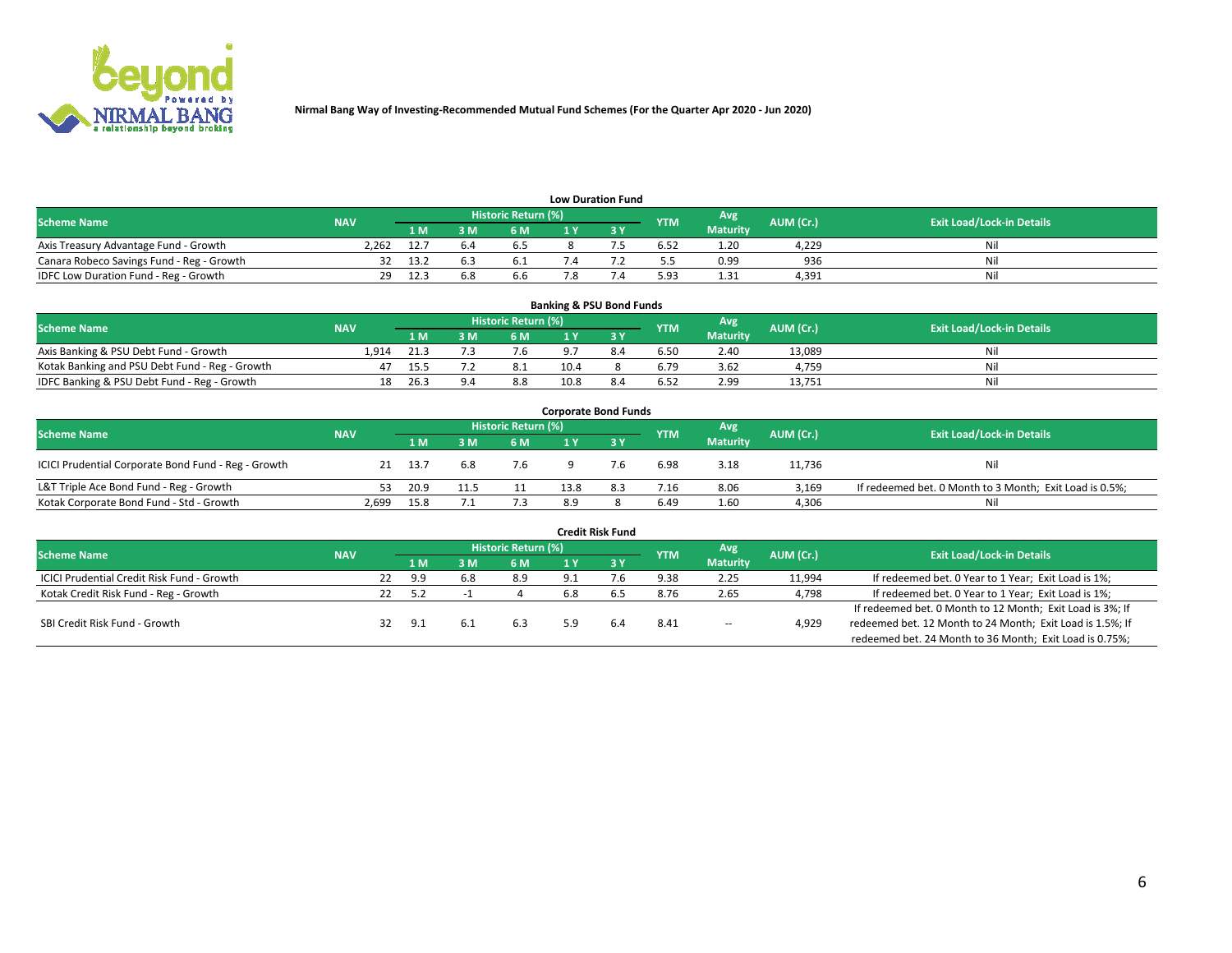Nirmal Bang Way of Investing-Recommended Mutual Fund Schemes (For the Quarter Apr 2020 - Jun 2020)

## Low Duration Fund

| Scheme Name | NAV | Historic Return (%) | | | | | YTM | Avg Maturity | AUM (Cr.) | Exit Load/Lock-in Details |
|---|---|---|---|---|---|---|---|---|---|---|
| | | 1 M | 3 M | 6 M | 1 Y | 3 Y | | | | |
| Axis Treasury Advantage Fund - Growth | 2,262 | 12.7 | 6.4 | 6.5 | 8 | 7.5 | 6.52 | 1.20 | 4,229 | Nil |
| Canara Robeco Savings Fund - Reg - Growth | 32 | 13.2 | 6.3 | 6.1 | 7.4 | 7.2 | 5.5 | 0.99 | 936 | Nil |
| IDFC Low Duration Fund - Reg - Growth | 29 | 12.3 | 6.8 | 6.6 | 7.8 | 7.4 | 5.93 | 1.31 | 4,391 | Nil |

## Banking & PSU Bond Funds

| Scheme Name | NAV | Historic Return (%) | | | | | YTM | Avg Maturity | AUM (Cr.) | Exit Load/Lock-in Details |
|---|---|---|---|---|---|---|---|---|---|---|
| | | 1 M | 3 M | 6 M | 1 Y | 3 Y | | | | |
| Axis Banking & PSU Debt Fund - Growth | 1,914 | 21.3 | 7.3 | 7.6 | 9.7 | 8.4 | 6.50 | 2.40 | 13,089 | Nil |
| Kotak Banking and PSU Debt Fund - Reg - Growth | 47 | 15.5 | 7.2 | 8.1 | 10.4 | 8 | 6.79 | 3.62 | 4,759 | Nil |
| IDFC Banking & PSU Debt Fund - Reg - Growth | 18 | 26.3 | 9.4 | 8.8 | 10.8 | 8.4 | 6.52 | 2.99 | 13,751 | Nil |

## Corporate Bond Funds

| Scheme Name | NAV | Historic Return (%) | | | | | YTM | Avg Maturity | AUM (Cr.) | Exit Load/Lock-in Details |
|---|---|---|---|---|---|---|---|---|---|---|
| | | 1 M | 3 M | 6 M | 1 Y | 3 Y | | | | |
| ICICI Prudential Corporate Bond Fund - Reg - Growth | 21 | 13.7 | 6.8 | 7.6 | 9 | 7.6 | 6.98 | 3.18 | 11,736 | Nil |
| L&T Triple Ace Bond Fund - Reg - Growth | 53 | 20.9 | 11.5 | 11 | 13.8 | 8.3 | 7.16 | 8.06 | 3,169 | If redeemed bet. 0 Month to 3 Month; Exit Load is 0.5%; |
| Kotak Corporate Bond Fund - Std - Growth | 2,699 | 15.8 | 7.1 | 7.3 | 8.9 | 8 | 6.49 | 1.60 | 4,306 | Nil |

## Credit Risk Fund

| Scheme Name | NAV | Historic Return (%) | | | | | YTM | Avg Maturity | AUM (Cr.) | Exit Load/Lock-in Details |
|---|---|---|---|---|---|---|---|---|---|---|
| | | 1 M | 3 M | 6 M | 1 Y | 3 Y | | | | |
| ICICI Prudential Credit Risk Fund - Growth | 22 | 9.9 | 6.8 | 8.9 | 9.1 | 7.6 | 9.38 | 2.25 | 11,994 | If redeemed bet. 0 Year to 1 Year; Exit Load is 1%; |
| Kotak Credit Risk Fund - Reg - Growth | 22 | 5.2 | -1 | 4 | 6.8 | 6.5 | 8.76 | 2.65 | 4,798 | If redeemed bet. 0 Year to 1 Year; Exit Load is 1%; |
| SBI Credit Risk Fund - Growth | 32 | 9.1 | 6.1 | 6.3 | 5.9 | 6.4 | 8.41 | -- | 4,929 | If redeemed bet. 0 Month to 12 Month; Exit Load is 3%; If redeemed bet. 12 Month to 24 Month; Exit Load is 1.5%; If redeemed bet. 24 Month to 36 Month; Exit Load is 0.75%; |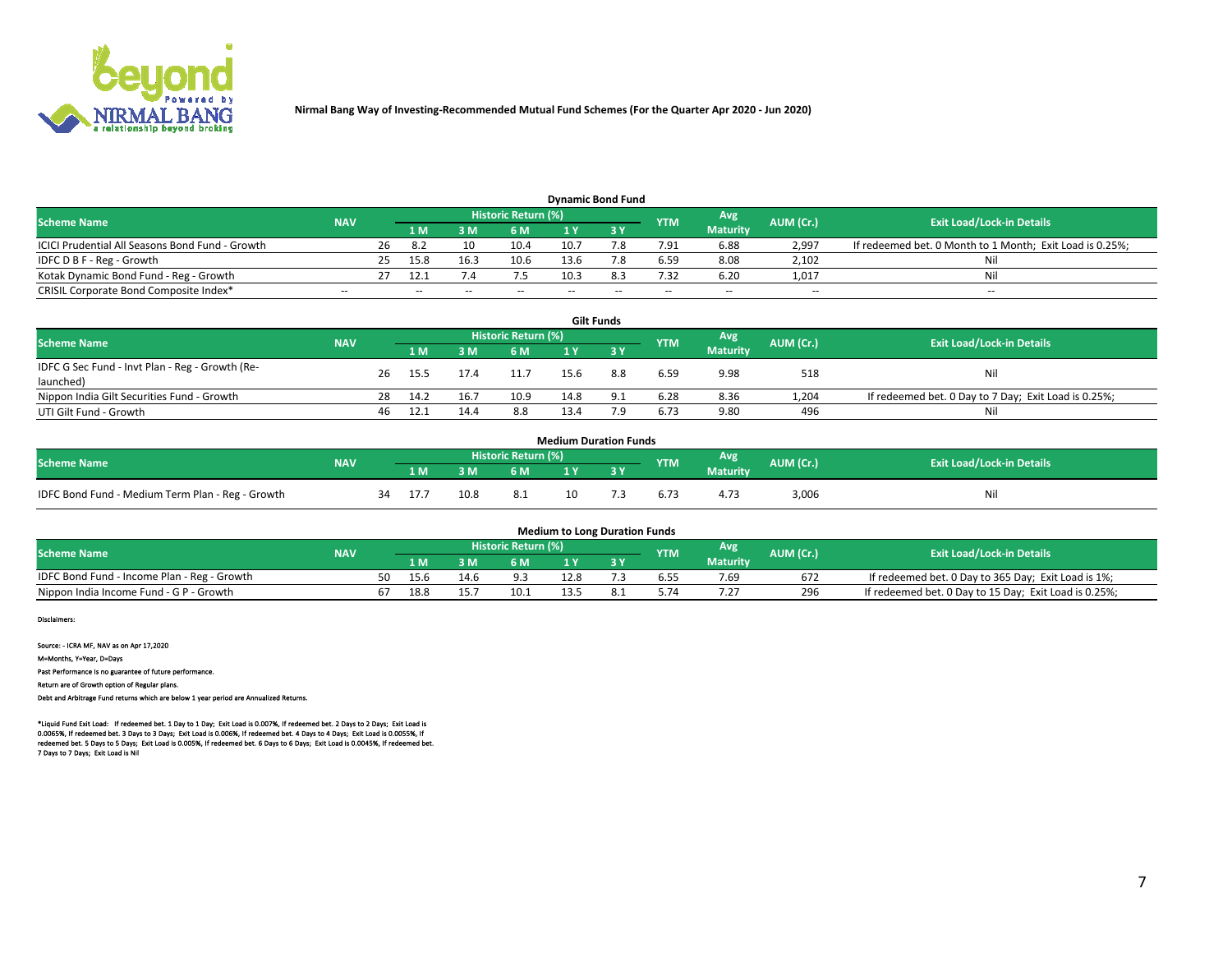**Nirmal Bang Way of Investing-Recommended Mutual Fund Schemes (For the Quarter Apr 2020 - Jun 2020)**

### Dynamic Bond Fund

| Scheme Name | NAV | Historic Return (%) | | | | | YTM | Avg Maturity | AUM (Cr.) | Exit Load/Lock-in Details |
|---|---|---|---|---|---|---|---|---|---|---|
| | | 1 M | 3 M | 6 M | 1 Y | 3 Y | | | | |
| ICICI Prudential All Seasons Bond Fund - Growth | 26 | 8.2 | 10 | 10.4 | 10.7 | 7.8 | 7.91 | 6.88 | 2,997 | If redeemed bet. 0 Month to 1 Month; Exit Load is 0.25%; |
| IDFC D B F - Reg - Growth | 25 | 15.8 | 16.3 | 10.6 | 13.6 | 7.8 | 6.59 | 8.08 | 2,102 | Nil |
| Kotak Dynamic Bond Fund - Reg - Growth | 27 | 12.1 | 7.4 | 7.5 | 10.3 | 8.3 | 7.32 | 6.20 | 1,017 | Nil |
| CRISIL Corporate Bond Composite Index* | -- | -- | -- | -- | -- | -- | -- | -- | -- | -- |

### Gilt Funds

| Scheme Name | NAV | Historic Return (%) | | | | | YTM | Avg Maturity | AUM (Cr.) | Exit Load/Lock-in Details |
|---|---|---|---|---|---|---|---|---|---|---|
| | | 1 M | 3 M | 6 M | 1 Y | 3 Y | | | | |
| IDFC G Sec Fund - Invt Plan - Reg - Growth (Re-launched) | 26 | 15.5 | 17.4 | 11.7 | 15.6 | 8.8 | 6.59 | 9.98 | 518 | Nil |
| Nippon India Gilt Securities Fund - Growth | 28 | 14.2 | 16.7 | 10.9 | 14.8 | 9.1 | 6.28 | 8.36 | 1,204 | If redeemed bet. 0 Day to 7 Day; Exit Load is 0.25%; |
| UTI Gilt Fund - Growth | 46 | 12.1 | 14.4 | 8.8 | 13.4 | 7.9 | 6.73 | 9.80 | 496 | Nil |

### Medium Duration Funds

| Scheme Name | NAV | Historic Return (%) | | | | | YTM | Avg Maturity | AUM (Cr.) | Exit Load/Lock-in Details |
|---|---|---|---|---|---|---|---|---|---|---|
| | | 1 M | 3 M | 6 M | 1 Y | 3 Y | | | | |
| IDFC Bond Fund - Medium Term Plan - Reg - Growth | 34 | 17.7 | 10.8 | 8.1 | 10 | 7.3 | 6.73 | 4.73 | 3,006 | Nil |

### Medium to Long Duration Funds

| Scheme Name | NAV | Historic Return (%) | | | | | YTM | Avg Maturity | AUM (Cr.) | Exit Load/Lock-in Details |
|---|---|---|---|---|---|---|---|---|---|---|
| | | 1 M | 3 M | 6 M | 1 Y | 3 Y | | | | |
| IDFC Bond Fund - Income Plan - Reg - Growth | 50 | 15.6 | 14.6 | 9.3 | 12.8 | 7.3 | 6.55 | 7.69 | 672 | If redeemed bet. 0 Day to 365 Day; Exit Load is 1%; |
| Nippon India Income Fund - G P - Growth | 67 | 18.8 | 15.7 | 10.1 | 13.5 | 8.1 | 5.74 | 7.27 | 296 | If redeemed bet. 0 Day to 15 Day; Exit Load is 0.25%; |

Disclaimers:

Source: - ICRA MF, NAV as on Apr 17,2020

M=Months, Y=Year, D=Days

Past Performance is no guarantee of future performance.

Return are of Growth option of Regular plans.

Debt and Arbitrage Fund returns which are below 1 year period are Annualized Returns.

*Liquid Fund Exit Load: If redeemed bet. 1 Day to 1 Day; Exit Load is 0.007%, If redeemed bet. 2 Days to 2 Days; Exit Load is 0.0065%, If redeemed bet. 3 Days to 3 Days; Exit Load is 0.006%, If redeemed bet. 4 Days to 4 Days; Exit Load is 0.0055%, If redeemed bet. 5 Days to 5 Days; Exit Load is 0.005%, If redeemed bet. 6 Days to 6 Days; Exit Load is 0.0045%, If redeemed bet. 7 Days to 7 Days; Exit Load is Nil